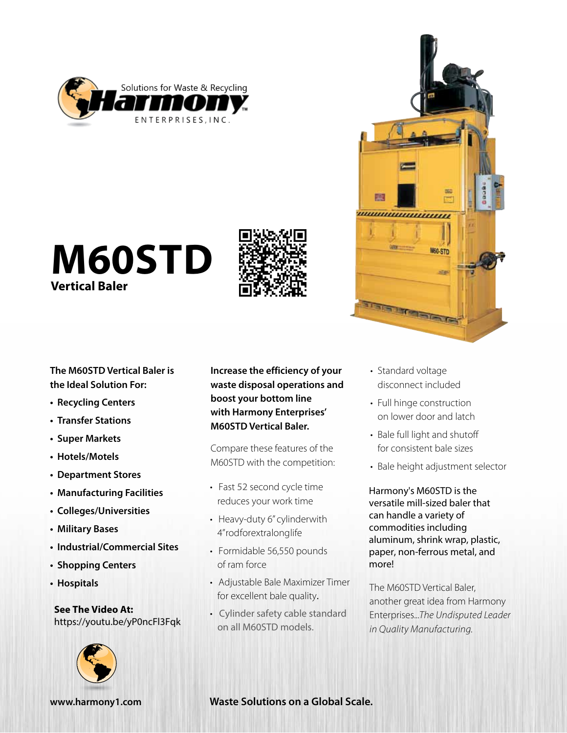Solutions for Waste & Recycling

**Harmony**

ENTERPRISES, INC.

# M60STD

## Vertical Baler

**The M60STD Vertical Baler is the Ideal Solution For:**

- **Recycling Centers**
- **Transfer Stations**
- **Super Markets**
- **Hotels/Motels**
- **Department Stores**
- **Manufacturing Facilities**
- **Colleges/Universities**
- **Military Bases**
- **Industrial/Commercial Sites**
- **Shopping Centers**
- **Hospitals**

**See The Video At:**
https://youtu.be/yP0ncFl3Fqk

**Increase the efficiency of your waste disposal operations and boost your bottom line with Harmony Enterprises' M60STD Vertical Baler.**

Compare these features of the M60STD with the competition:

- Fast 52 second cycle time reduces your work time
- Heavy-duty 6" cylinderwith 4"rodforextralonglife
- Formidable 56,550 pounds of ram force
- Adjustable Bale Maximizer Timer for excellent bale quality.
- Cylinder safety cable standard on all M60STD models.
- Standard voltage disconnect included
- Full hinge construction on lower door and latch
- Bale full light and shutoff for consistent bale sizes
- Bale height adjustment selector

Harmony's M60STD is the versatile mill-sized baler that can handle a variety of commodities including aluminum, shrink wrap, plastic, paper, non-ferrous metal, and more!

The M60STD Vertical Baler, another great idea from Harmony Enterprises...*The Undisputed Leader in Quality Manufacturing.*

**www.harmony1.com**

**Waste Solutions on a Global Scale.**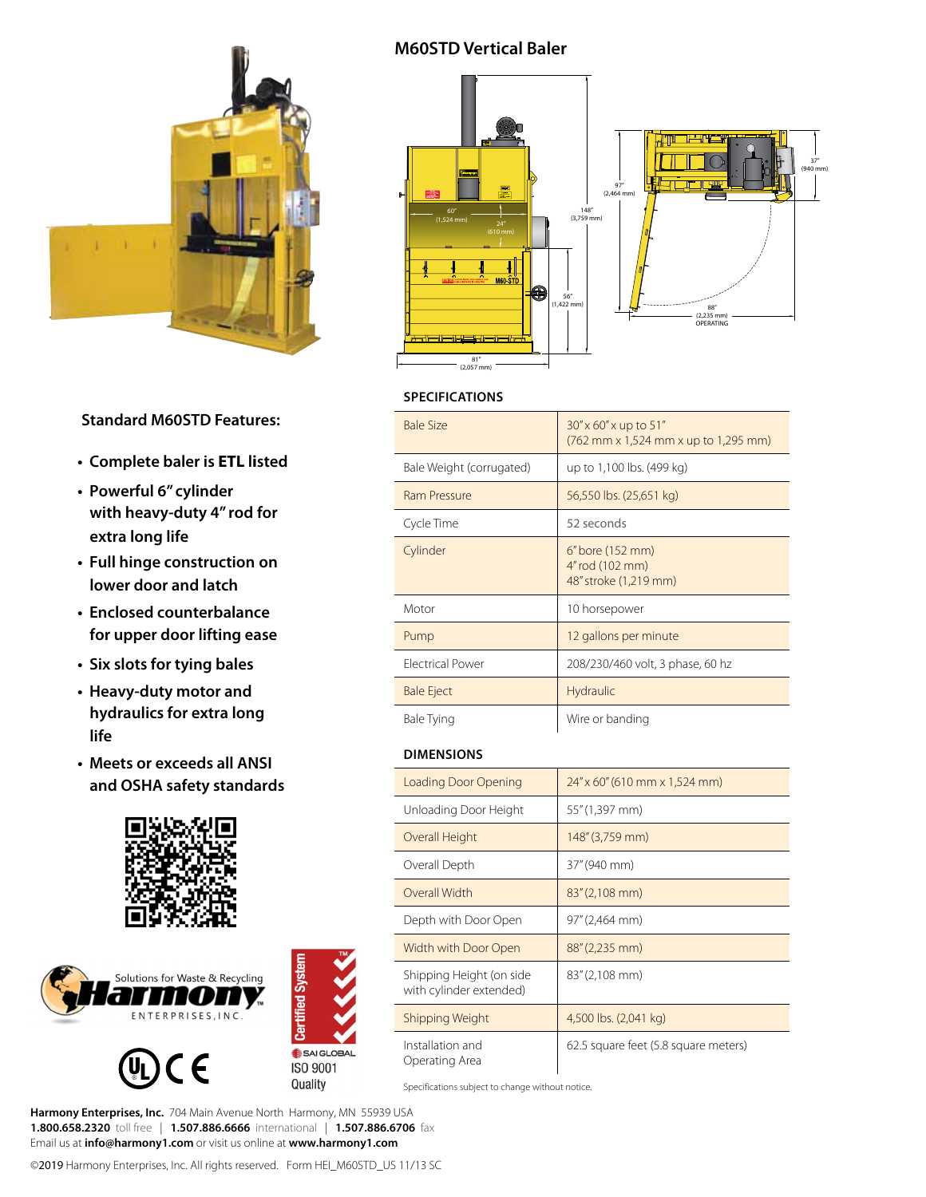## M60STD Vertical Baler

60"
(1,524 mm)
24"
(610 mm)
148"
(3,759 mm)
97"
(2,464 mm)
56"
(1,422 mm)
81"
(2,057 mm)
37"
(940 mm)
88"
(2,235 mm)
OPERATING

### Standard M60STD Features:

- **Complete baler is ETL listed**
- **Powerful 6" cylinder with heavy-duty 4" rod for extra long life**
- **Full hinge construction on lower door and latch**
- **Enclosed counterbalance for upper door lifting ease**
- **Six slots for tying bales**
- **Heavy-duty motor and hydraulics for extra long life**
- **Meets or exceeds all ANSI and OSHA safety standards**

Solutions for Waste & Recycling
Harmony ENTERPRISES, INC.

Certified System
SAI GLOBAL
ISO 9001
Quality

### SPECIFICATIONS

| | |
|---|---|
| Bale Size | 30" x 60" x up to 51" (762 mm x 1,524 mm x up to 1,295 mm) |
| Bale Weight (corrugated) | up to 1,100 lbs. (499 kg) |
| Ram Pressure | 56,550 lbs. (25,651 kg) |
| Cycle Time | 52 seconds |
| Cylinder | 6" bore (152 mm)<br>4" rod (102 mm)<br>48" stroke (1,219 mm) |
| Motor | 10 horsepower |
| Pump | 12 gallons per minute |
| Electrical Power | 208/230/460 volt, 3 phase, 60 hz |
| Bale Eject | Hydraulic |
| Bale Tying | Wire or banding |

### DIMENSIONS

| | |
|---|---|
| Loading Door Opening | 24" x 60" (610 mm x 1,524 mm) |
| Unloading Door Height | 55" (1,397 mm) |
| Overall Height | 148" (3,759 mm) |
| Overall Depth | 37" (940 mm) |
| Overall Width | 83" (2,108 mm) |
| Depth with Door Open | 97" (2,464 mm) |
| Width with Door Open | 88" (2,235 mm) |
| Shipping Height (on side with cylinder extended) | 83" (2,108 mm) |
| Shipping Weight | 4,500 lbs. (2,041 kg) |
| Installation and Operating Area | 62.5 square feet (5.8 square meters) |

Specifications subject to change without notice.

**Harmony Enterprises, Inc.** 704 Main Avenue North Harmony, MN 55939 USA
**1.800.658.2320** toll free | **1.507.886.6666** international | **1.507.886.6706** fax
Email us at **info@harmony1.com** or visit us online at **www.harmony1.com**

©2019 Harmony Enterprises, Inc. All rights reserved. Form HEI_M60STD_US 11/13 SC